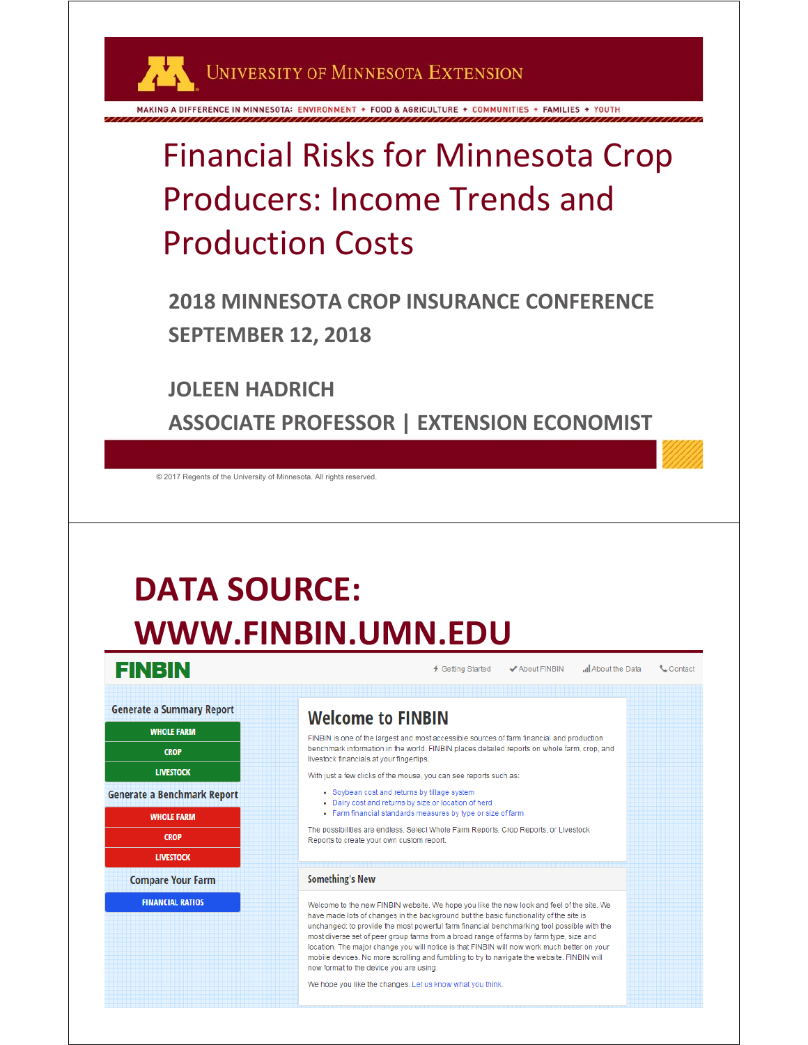UNIVERSITY OF MINNESOTA EXTENSION

MAKING A DIFFERENCE IN MINNESOTA: ENVIRONMENT + FOOD & AGRICULTURE + COMMUNITIES + FAMILIES + YOUTH

# Financial Risks for Minnesota Crop Producers: Income Trends and Production Costs

**2018 MINNESOTA CROP INSURANCE CONFERENCE**

**SEPTEMBER 12, 2018**

**JOLEEN HADRICH**

**ASSOCIATE PROFESSOR | EXTENSION ECONOMIST**

© 2017 Regents of the University of Minnesota. All rights reserved.

---

# DATA SOURCE: WWW.FINBIN.UMN.EDU

FINBIN

Getting Started | About FINBIN | About the Data | Contact

Generate a Summary Report
- WHOLE FARM
- CROP
- LIVESTOCK

Generate a Benchmark Report
- WHOLE FARM
- CROP
- LIVESTOCK

Compare Your Farm
- FINANCIAL RATIOS

## Welcome to FINBIN

FINBIN is one of the largest and most accessible sources of farm financial and production benchmark information in the world. FINBIN places detailed reports on whole farm, crop, and livestock financials at your fingertips.

With just a few clicks of the mouse, you can see reports such as:

- Soybean cost and returns by tillage system
- Dairy cost and returns by size or location of herd
- Farm financial standards measures by type or size of farm

The possibilities are endless. Select Whole Farm Reports, Crop Reports, or Livestock Reports to create your own custom report.

### Something's New

Welcome to the new FINBIN website. We hope you like the new look and feel of the site. We have made lots of changes in the background but the basic functionality of the site is unchanged: to provide the most powerful farm financial benchmarking tool possible with the most diverse set of peer group farms from a broad range of farms by farm type, size and location. The major change you will notice is that FINBIN will now work much better on your mobile devices. No more scrolling and fumbling to try to navigate the website. FINBIN will now format to the device you are using.

We hope you like the changes. Let us know what you think.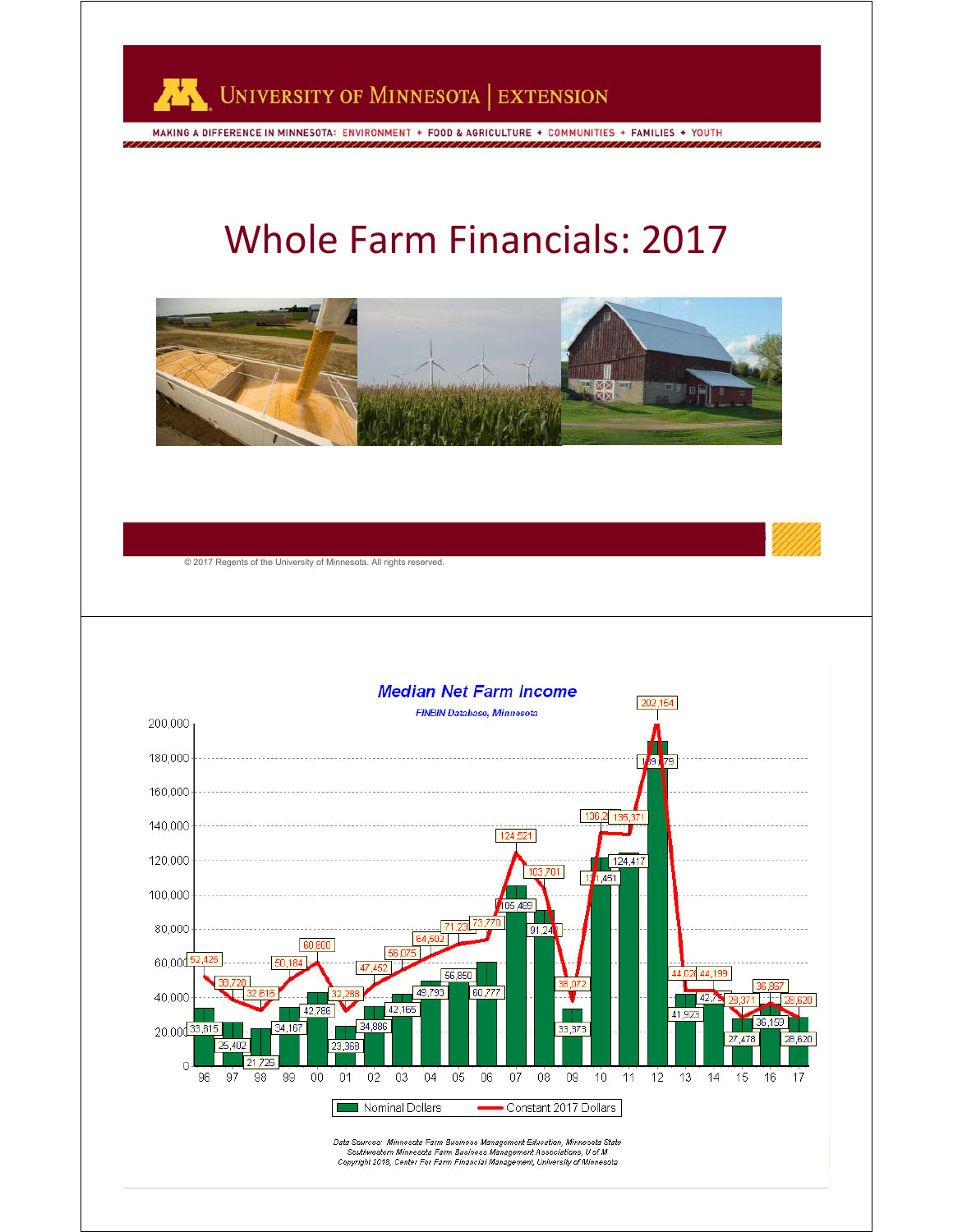# Whole Farm Financials: 2017

© 2017 Regents of the University of Minnesota. All rights reserved.

## Median Net Farm Income

*FINBIN Database, Minnesota*

| Year | Nominal Dollars | Constant 2017 Dollars |
|---|---|---|
| 96 | 33,815 | 52,426 |
| 97 | 25,402 | 38,720 |
| 98 | 21,725 | 32,616 |
| 99 | 34,167 | 50,184 |
| 00 | 42,786 | 60,800 |
| 01 | 23,368 | 32,288 |
| 02 | 34,886 | 47,452 |
| 03 | 42,165 | 56,075 |
| 04 | 49,793 | 64,502 |
| 05 | 56,850 | 71,23 |
| 06 | 60,777 | 73,770 |
| 07 | 105,489 | 124,521 |
| 08 | 91,24 | 103,701 |
| 09 | 33,373 | 38,072 |
| 10 | 1_1,451 | 136,2 |
| 11 | 124,417 | 135,371 |
| 12 | 189,_79 | 202,164 |
| 13 | 41,923 | 44,02 |
| 14 | 42,7 | 44,199 |
| 15 | 27,478 | 28,371 |
| 16 | 36,159 | 36,857 |
| 17 | 28,620 | 28,620 |

Data Sources: Minnesota Farm Business Management Education, Minnesota State
Southwestern Minnesota Farm Business Management Associations, U of M
Copyright 2018, Center For Farm Financial Management, University of Minnesota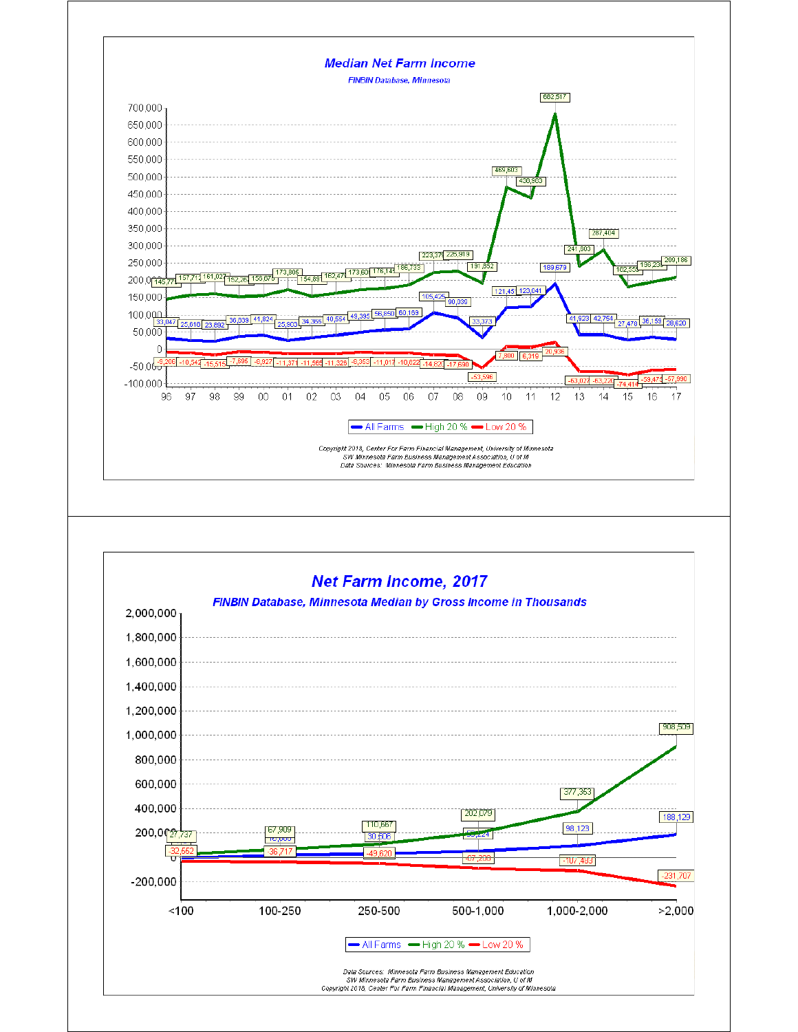## Median Net Farm Income

*FINBIN Database, Minnesota*

| Year | All Farms | High 20 % | Low 20 % |
|---|---|---|---|
| 96 | 33,047 | 145,771 | -9,209 |
| 97 | 25,610 | 157,712 | -10,542 |
| 98 | 23,692 | 161,027 | -15,515 |
| 99 | 36,939 | 152,262 | -7,696 |
| 00 | 41,824 | 156,675 | -8,927 |
| 01 | 25,903 | 173,805 | -11,371 |
| 02 | 34,355 | 154,691 | -11,565 |
| 03 | 40,554 | 162,471 | -11,326 |
| 04 | 49,395 | 173,601 | -9,353 |
| 05 | 56,850 | 176,145 | -11,017 |
| 06 | 60,159 | 186,733 | -10,822 |
| 07 | 105,425 | 223,379 | -14,822 |
| 08 | 90,039 | 225,919 | -17,690 |
| 09 | 33,373 | 191,352 | -53,596 |
| 10 | 121,451 | 469,603 | 7,800 |
| 11 | 123,041 | 438,963 | 6,319 |
| 12 | 189,679 | 682,517 | 20,936 |
| 13 | 41,923 | 241,603 | -63,027 |
| 14 | 42,754 | 287,404 | -63,220 |
| 15 | 27,476 | 182,555 | -74,414 |
| 16 | 36,159 | 196,239 | -59,475 |
| 17 | 28,620 | 209,186 | -57,990 |

Copyright 2018, Center For Farm Financial Management, University of Minnesota
SW Minnesota Farm Business Management Association, U of M
Data Sources: Minnesota Farm Business Management Education

## Net Farm Income, 2017

*FINBIN Database, Minnesota Median by Gross Income in Thousands*

| Gross Income | All Farms | High 20 % | Low 20 % |
|---|---|---|---|
| <100 | | 27,737 | -32,552 |
| 100-250 | 16,565 | 67,909 | -36,717 |
| 250-500 | 30,506 | 110,667 | -49,620 |
| 500-1,000 | 59,224 | 202,079 | -67,206 |
| 1,000-2,000 | 98,123 | 377,353 | -107,493 |
| >2,000 | 188,129 | 908,509 | -231,707 |

Data Sources: Minnesota Farm Business Management Education
SW Minnesota Farm Business Management Association, U of M
Copyright 2018, Center For Farm Financial Management, University of Minnesota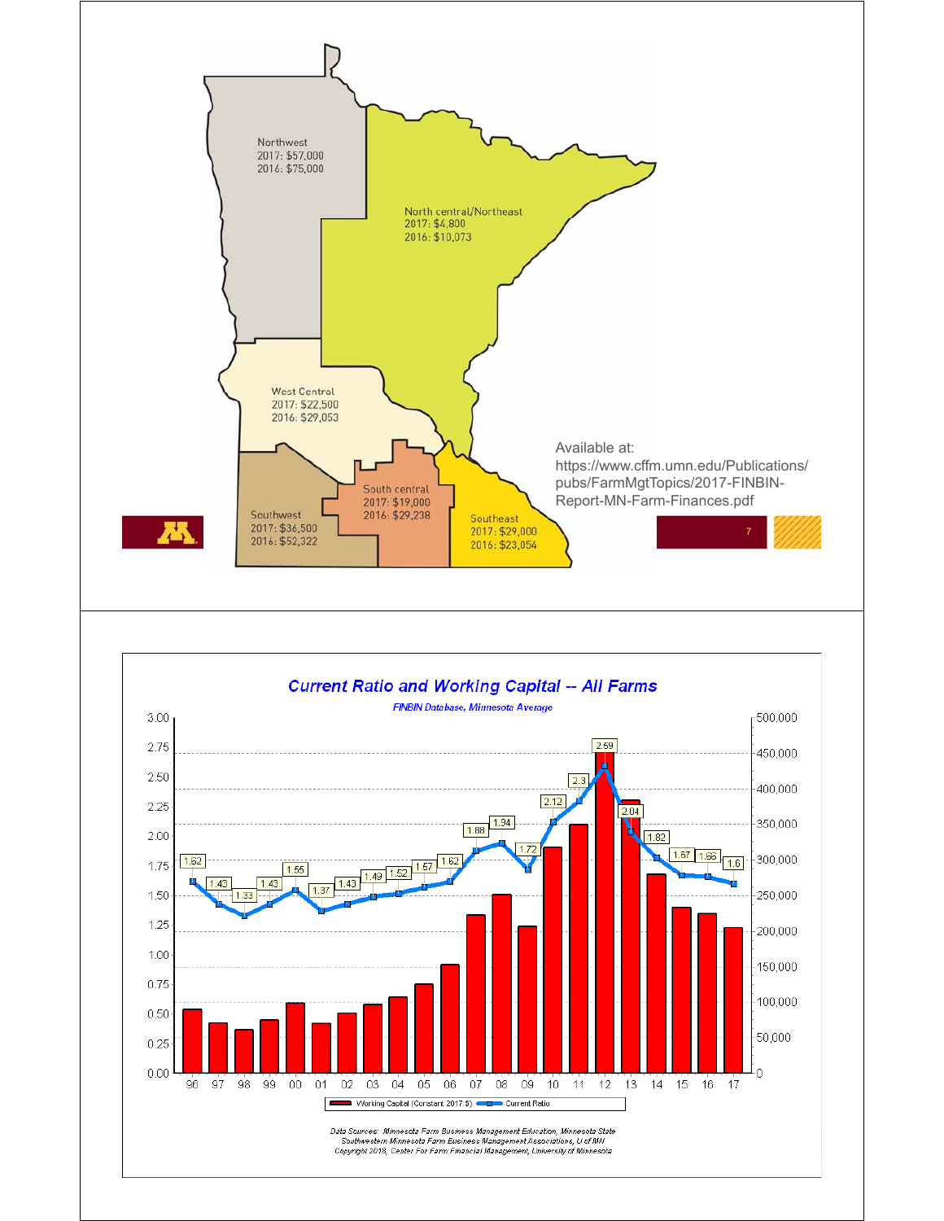Northwest
2017: $57,000
2016: $75,000

North central/Northeast
2017: $4,800
2016: $10,073

West Central
2017: $22,500
2016: $29,053

Southwest
2017: $36,500
2016: $52,322

South central
2017: $19,000
2016: $29,238

Southeast
2017: $29,000
2016: $23,054

Available at:
https://www.cffm.umn.edu/Publications/pubs/FarmMgtTopics/2017-FINBIN-Report-MN-Farm-Finances.pdf

## Current Ratio and Working Capital -- All Farms

*FINBIN Database, Minnesota Average*

| Year | Current Ratio |
|---|---|
| 96 | 1.62 |
| 97 | 1.43 |
| 98 | 1.33 |
| 99 | 1.43 |
| 00 | 1.55 |
| 01 | 1.37 |
| 02 | 1.43 |
| 03 | 1.49 |
| 04 | 1.52 |
| 05 | 1.57 |
| 06 | 1.62 |
| 07 | 1.88 |
| 08 | 1.94 |
| 09 | 1.72 |
| 10 | 2.12 |
| 11 | 2.3 |
| 12 | 2.69 |
| 13 | 2.04 |
| 14 | 1.82 |
| 15 | 1.67 |
| 16 | 1.66 |
| 17 | 1.6 |

Working Capital (Constant 2017 $) — Current Ratio

Data Sources: Minnesota Farm Business Management Education, Minnesota State
Southwestern Minnesota Farm Business Management Associations, U of MN
Copyright 2018, Center For Farm Financial Management, University of Minnesota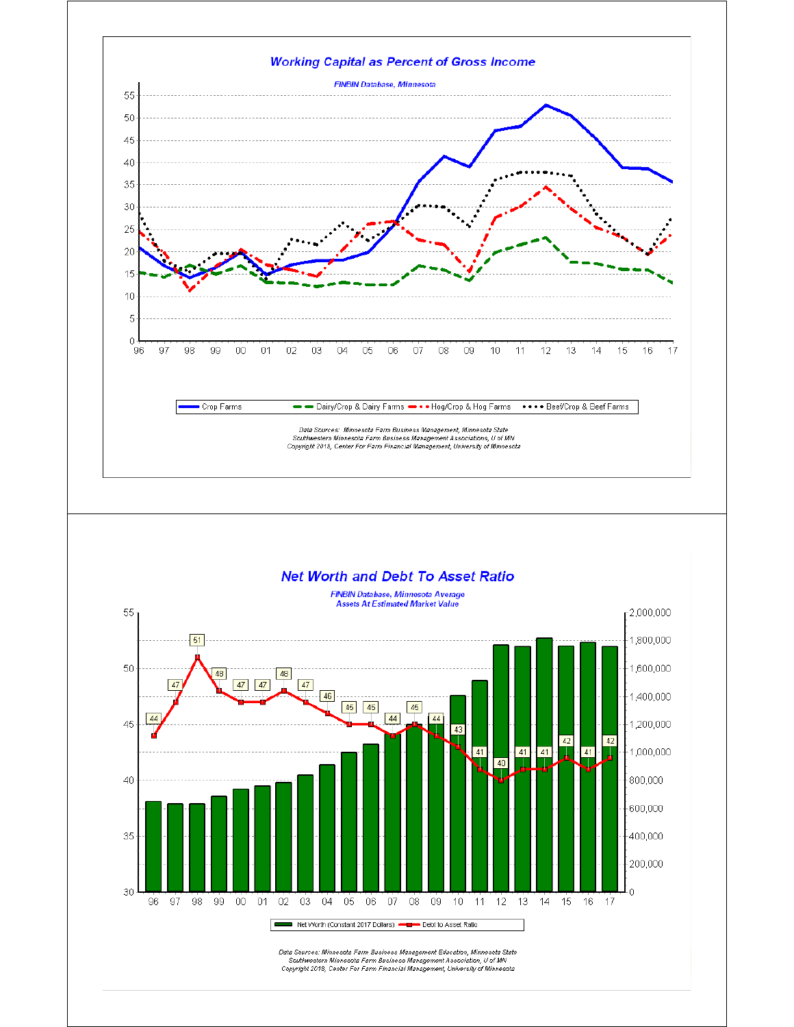## Working Capital as Percent of Gross Income

*FINBIN Database, Minnesota*

Crop Farms | Dairy/Crop & Dairy Farms | Hog/Crop & Hog Farms | Beef/Crop & Beef Farms

*Data Sources: Minnesota Farm Business Management, Minnesota State*
*Southwestern Minnesota Farm Business Management Associations, U of MN*
*Copyright 2018, Center For Farm Financial Management, University of Minnesota*

## Net Worth and Debt To Asset Ratio

*FINBIN Database, Minnesota Average*
*Assets At Estimated Market Value*

| Year | 96 | 97 | 98 | 99 | 00 | 01 | 02 | 03 | 04 | 05 | 06 | 07 | 08 | 09 | 10 | 11 | 12 | 13 | 14 | 15 | 16 | 17 |
|---|---|---|---|---|---|---|---|---|---|---|---|---|---|---|---|---|---|---|---|---|---|---|
| Debt to Asset Ratio | 44 | 47 | 51 | 48 | 47 | 47 | 48 | 47 | 46 | 45 | 45 | 44 | 45 | 44 | 43 | 41 | 40 | 41 | 41 | 42 | 41 | 42 |

Net Worth (Constant 2017 Dollars) | Debt to Asset Ratio

*Data Sources: Minnesota Farm Business Management Education, Minnesota State*
*Southwestern Minnesota Farm Business Management Association, U of MN*
*Copyright 2018, Center For Farm Financial Management, University of Minnesota*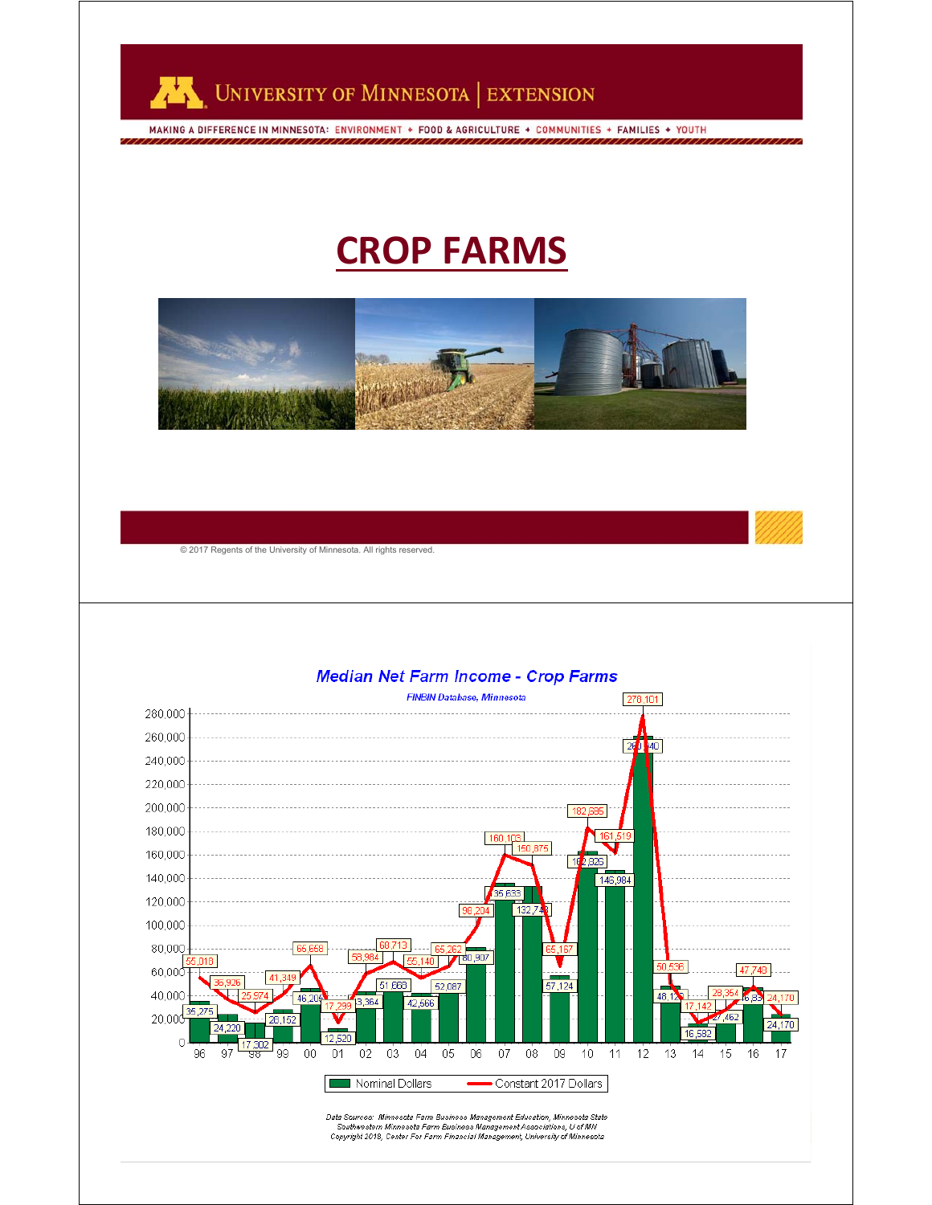# CROP FARMS

© 2017 Regents of the University of Minnesota. All rights reserved.

## Median Net Farm Income - Crop Farms

*FINBIN Database, Minnesota*

| Year | Nominal Dollars | Constant 2017 Dollars |
|---|---|---|
| 96 | 35,275 | 55,018 |
| 97 | 24,220 | 36,926 |
| 98 | 17,302 | 25,974 |
| 99 | 28,152 | 41,349 |
| 00 | 46,206 | 65,658 |
| 01 | 12,520 | 17,299 |
| 02 | 43,364 | 58,984 |
| 03 | 51,668 | 68,713 |
| 04 | 42,666 | 55,140 |
| 05 | 52,087 | 65,262 |
| 06 | 80,907 | 98,204 |
| 07 | 135,633 | 160,105 |
| 08 | 132,748 | 150,875 |
| 09 | 57,124 | 65,167 |
| 10 | 162,926 | 182,685 |
| 11 | 146,984 | 161,519 |
| 12 | 260,140 | 276,101 |
| 13 | 48,126 | 50,536 |
| 14 | 16,582 | 17,142 |
| 15 | 27,462 | 28,354 |
| 16 | 46,83? | 47,748 |
| 17 | 24,170 | 24,170 |

Data Sources: Minnesota Farm Business Management Education, Minnesota State
Southwestern Minnesota Farm Business Management Associations, U of MN
Copyright 2018, Center For Farm Financial Management, University of Minnesota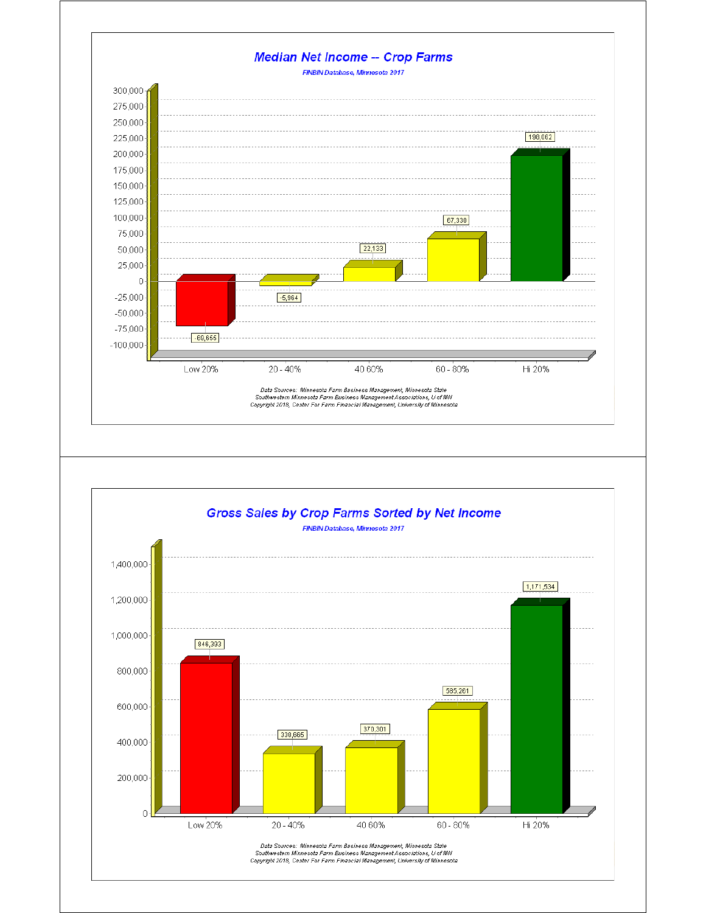## Median Net Income -- Crop Farms

*FINBIN Database, Minnesota 2017*

| | Low 20% | 20 - 40% | 40 60% | 60 - 80% | Hi 20% |
|---|---|---|---|---|---|
| Median Net Income | -69,665 | -5,964 | 22,133 | 67,330 | 198,062 |

*Data Sources: Minnesota Farm Business Management, Minnesota State*
*Southwestern Minnesota Farm Business Management Associations, U of MN*
*Copyright 2018, Center For Farm Financial Management, University of Minnesota*

## Gross Sales by Crop Farms Sorted by Net Income

*FINBIN Database, Minnesota 2017*

| | Low 20% | 20 - 40% | 40 60% | 60 - 80% | Hi 20% |
|---|---|---|---|---|---|
| Gross Sales | 846,393 | 338,665 | 370,301 | 585,261 | 1,171,534 |

*Data Sources: Minnesota Farm Business Management, Minnesota State*
*Southwestern Minnesota Farm Business Management Associations, U of MN*
*Copyright 2018, Center For Farm Financial Management, University of Minnesota*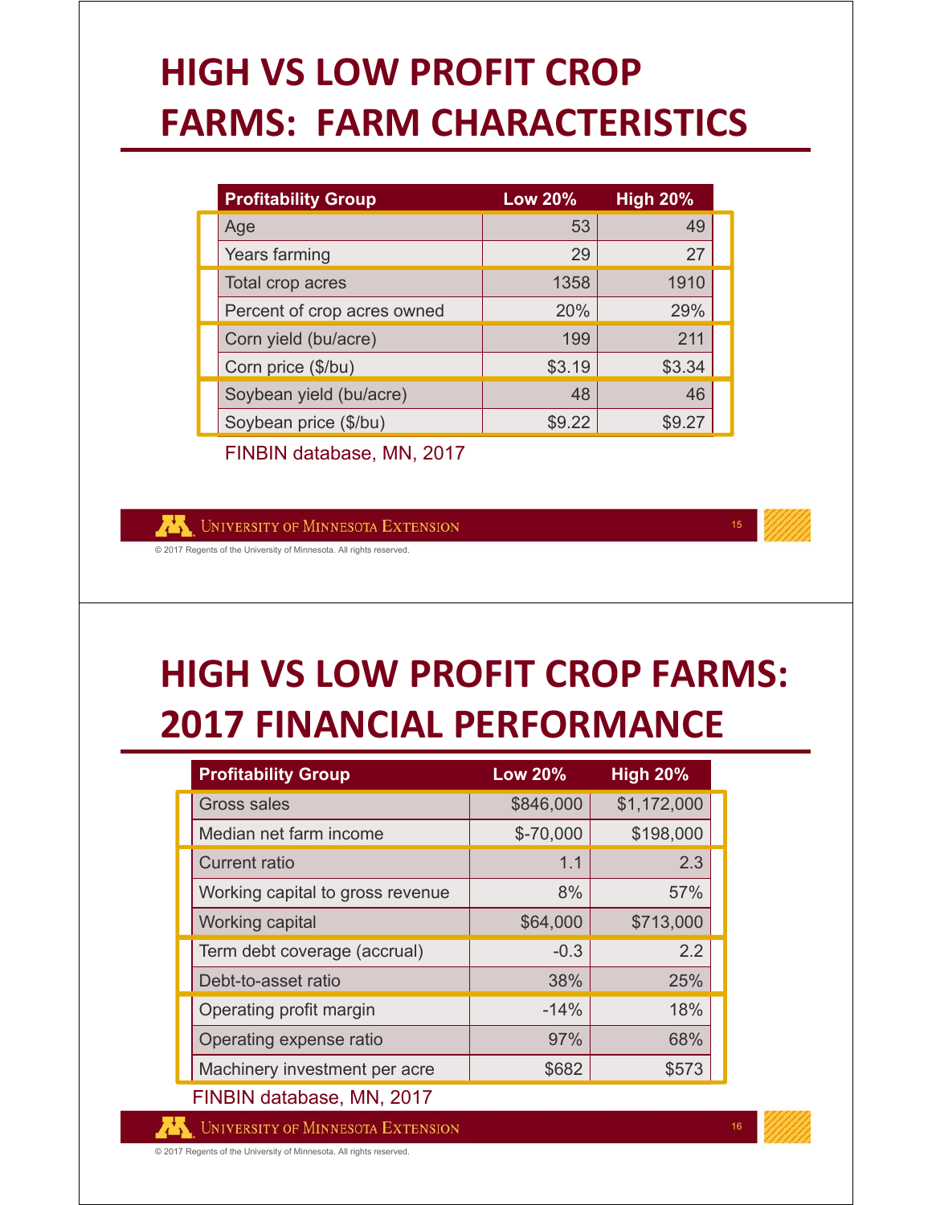# HIGH VS LOW PROFIT CROP FARMS: FARM CHARACTERISTICS

| Profitability Group | Low 20% | High 20% |
|---|---|---|
| Age | 53 | 49 |
| Years farming | 29 | 27 |
| Total crop acres | 1358 | 1910 |
| Percent of crop acres owned | 20% | 29% |
| Corn yield (bu/acre) | 199 | 211 |
| Corn price ($/bu) | $3.19 | $3.34 |
| Soybean yield (bu/acre) | 48 | 46 |
| Soybean price ($/bu) | $9.22 | $9.27 |

FINBIN database, MN, 2017

UNIVERSITY OF MINNESOTA EXTENSION

© 2017 Regents of the University of Minnesota. All rights reserved.

# HIGH VS LOW PROFIT CROP FARMS: 2017 FINANCIAL PERFORMANCE

| Profitability Group | Low 20% | High 20% |
|---|---|---|
| Gross sales | $846,000 | $1,172,000 |
| Median net farm income | $-70,000 | $198,000 |
| Current ratio | 1.1 | 2.3 |
| Working capital to gross revenue | 8% | 57% |
| Working capital | $64,000 | $713,000 |
| Term debt coverage (accrual) | -0.3 | 2.2 |
| Debt-to-asset ratio | 38% | 25% |
| Operating profit margin | -14% | 18% |
| Operating expense ratio | 97% | 68% |
| Machinery investment per acre | $682 | $573 |

FINBIN database, MN, 2017

UNIVERSITY OF MINNESOTA EXTENSION

© 2017 Regents of the University of Minnesota. All rights reserved.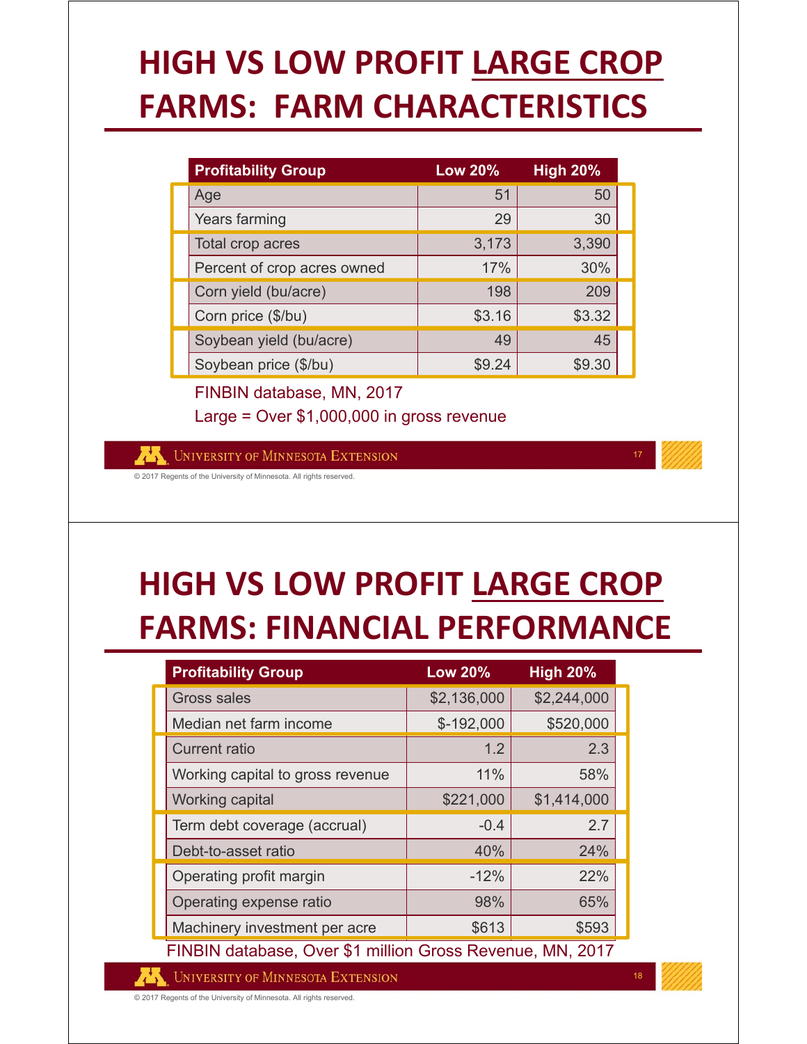# HIGH VS LOW PROFIT LARGE CROP FARMS: FARM CHARACTERISTICS

| Profitability Group | Low 20% | High 20% |
|---|---|---|
| Age | 51 | 50 |
| Years farming | 29 | 30 |
| Total crop acres | 3,173 | 3,390 |
| Percent of crop acres owned | 17% | 30% |
| Corn yield (bu/acre) | 198 | 209 |
| Corn price ($/bu) | $3.16 | $3.32 |
| Soybean yield (bu/acre) | 49 | 45 |
| Soybean price ($/bu) | $9.24 | $9.30 |

FINBIN database, MN, 2017

Large = Over $1,000,000 in gross revenue

# HIGH VS LOW PROFIT LARGE CROP FARMS: FINANCIAL PERFORMANCE

| Profitability Group | Low 20% | High 20% |
|---|---|---|
| Gross sales | $2,136,000 | $2,244,000 |
| Median net farm income | $-192,000 | $520,000 |
| Current ratio | 1.2 | 2.3 |
| Working capital to gross revenue | 11% | 58% |
| Working capital | $221,000 | $1,414,000 |
| Term debt coverage (accrual) | -0.4 | 2.7 |
| Debt-to-asset ratio | 40% | 24% |
| Operating profit margin | -12% | 22% |
| Operating expense ratio | 98% | 65% |
| Machinery investment per acre | $613 | $593 |

FINBIN database, Over $1 million Gross Revenue, MN, 2017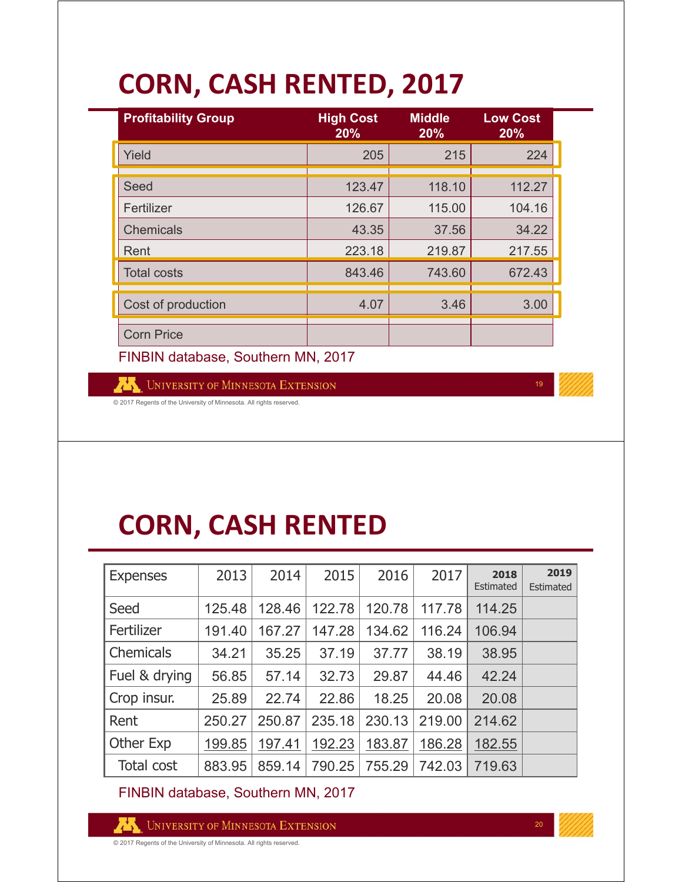# CORN, CASH RENTED, 2017

| Profitability Group | High Cost 20% | Middle 20% | Low Cost 20% |
|---|---|---|---|
| Yield | 205 | 215 | 224 |
| | | | |
| Seed | 123.47 | 118.10 | 112.27 |
| Fertilizer | 126.67 | 115.00 | 104.16 |
| Chemicals | 43.35 | 37.56 | 34.22 |
| Rent | 223.18 | 219.87 | 217.55 |
| Total costs | 843.46 | 743.60 | 672.43 |
| | | | |
| Cost of production | 4.07 | 3.46 | 3.00 |
| | | | |
| Corn Price | | | |

FINBIN database, Southern MN, 2017

# CORN, CASH RENTED

| Expenses | 2013 | 2014 | 2015 | 2016 | 2017 | 2018 Estimated | 2019 Estimated |
|---|---|---|---|---|---|---|---|
| Seed | 125.48 | 128.46 | 122.78 | 120.78 | 117.78 | 114.25 | |
| Fertilizer | 191.40 | 167.27 | 147.28 | 134.62 | 116.24 | 106.94 | |
| Chemicals | 34.21 | 35.25 | 37.19 | 37.77 | 38.19 | 38.95 | |
| Fuel & drying | 56.85 | 57.14 | 32.73 | 29.87 | 44.46 | 42.24 | |
| Crop insur. | 25.89 | 22.74 | 22.86 | 18.25 | 20.08 | 20.08 | |
| Rent | 250.27 | 250.87 | 235.18 | 230.13 | 219.00 | 214.62 | |
| Other Exp | 199.85 | 197.41 | 192.23 | 183.87 | 186.28 | 182.55 | |
| Total cost | 883.95 | 859.14 | 790.25 | 755.29 | 742.03 | 719.63 | |

FINBIN database, Southern MN, 2017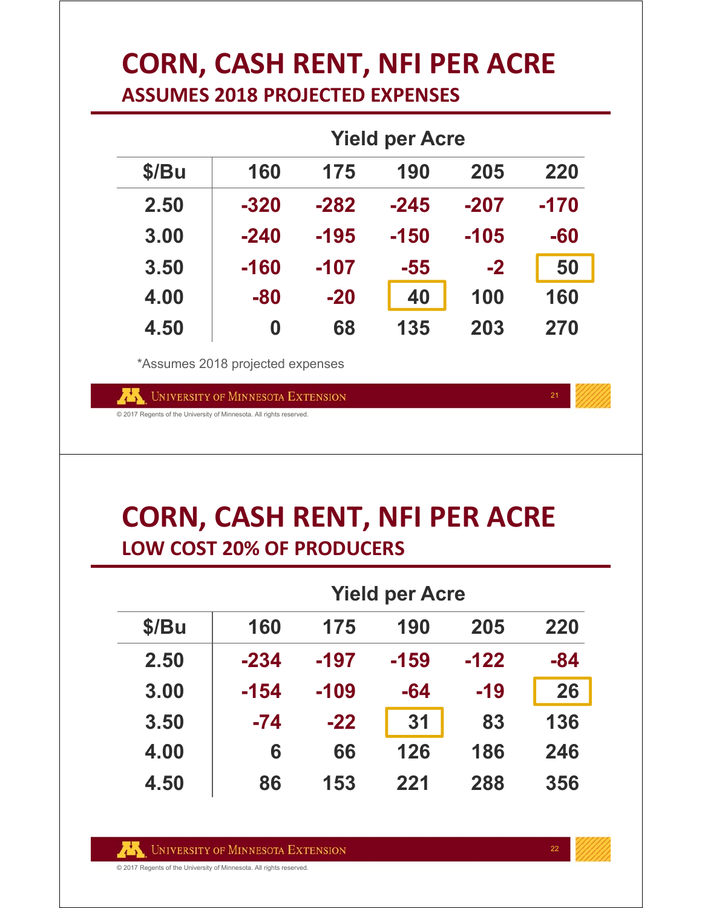# CORN, CASH RENT, NFI PER ACRE

## ASSUMES 2018 PROJECTED EXPENSES

| $/Bu | Yield per Acre | | | | |
|---|---|---|---|---|---|
| | 160 | 175 | 190 | 205 | 220 |
| 2.50 | -320 | -282 | -245 | -207 | -170 |
| 3.00 | -240 | -195 | -150 | -105 | -60 |
| 3.50 | -160 | -107 | -55 | -2 | 50 |
| 4.00 | -80 | -20 | 40 | 100 | 160 |
| 4.50 | 0 | 68 | 135 | 203 | 270 |

*Assumes 2018 projected expenses

# CORN, CASH RENT, NFI PER ACRE

## LOW COST 20% OF PRODUCERS

| $/Bu | Yield per Acre | | | | |
|---|---|---|---|---|---|
| | 160 | 175 | 190 | 205 | 220 |
| 2.50 | -234 | -197 | -159 | -122 | -84 |
| 3.00 | -154 | -109 | -64 | -19 | 26 |
| 3.50 | -74 | -22 | 31 | 83 | 136 |
| 4.00 | 6 | 66 | 126 | 186 | 246 |
| 4.50 | 86 | 153 | 221 | 288 | 356 |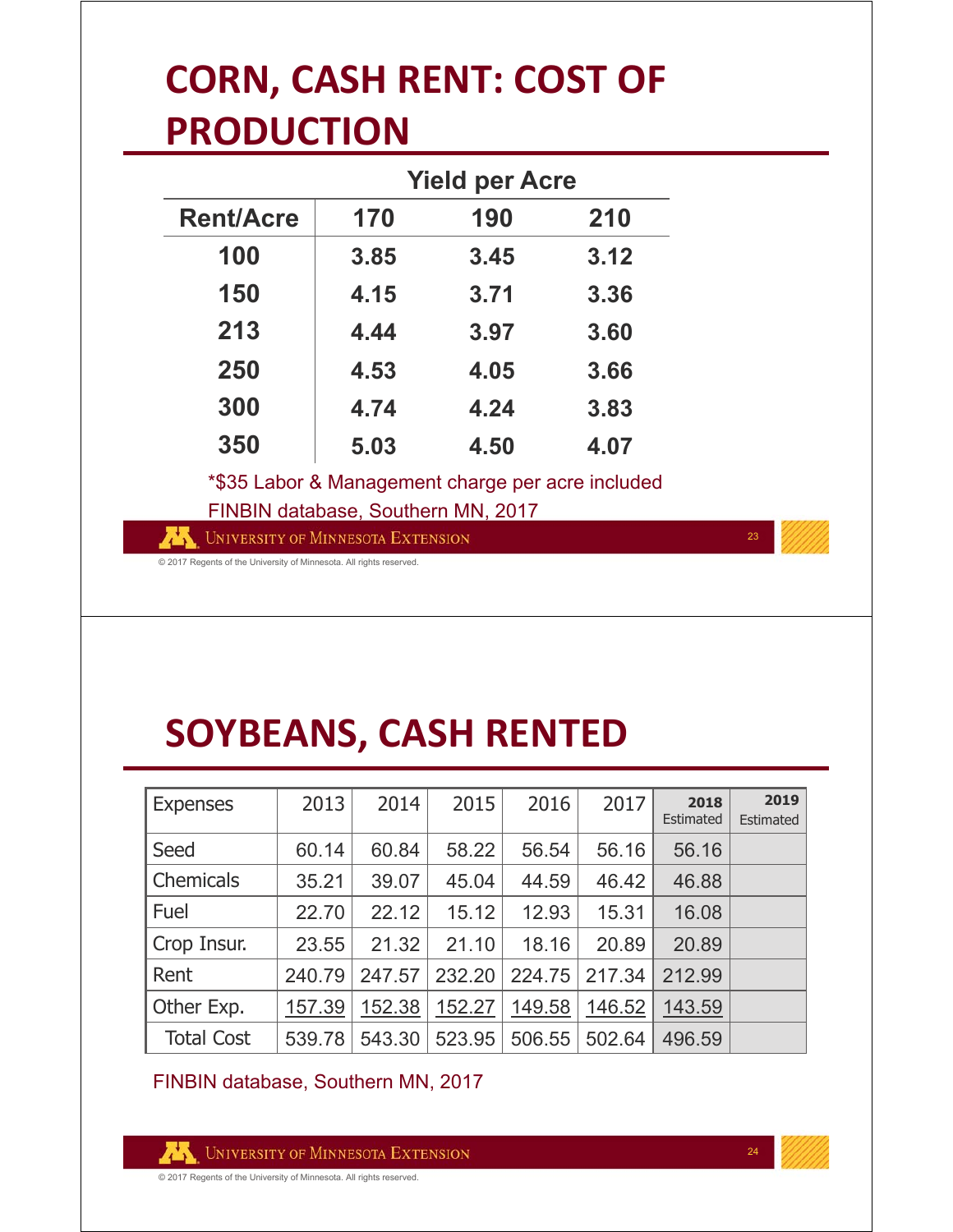# CORN, CASH RENT: COST OF PRODUCTION

| | Yield per Acre | | |
|---|---|---|---|
| Rent/Acre | 170 | 190 | 210 |
| 100 | 3.85 | 3.45 | 3.12 |
| 150 | 4.15 | 3.71 | 3.36 |
| 213 | 4.44 | 3.97 | 3.60 |
| 250 | 4.53 | 4.05 | 3.66 |
| 300 | 4.74 | 4.24 | 3.83 |
| 350 | 5.03 | 4.50 | 4.07 |

*$35 Labor & Management charge per acre included

FINBIN database, Southern MN, 2017

# SOYBEANS, CASH RENTED

| Expenses | 2013 | 2014 | 2015 | 2016 | 2017 | 2018 Estimated | 2019 Estimated |
|---|---|---|---|---|---|---|---|
| Seed | 60.14 | 60.84 | 58.22 | 56.54 | 56.16 | 56.16 | |
| Chemicals | 35.21 | 39.07 | 45.04 | 44.59 | 46.42 | 46.88 | |
| Fuel | 22.70 | 22.12 | 15.12 | 12.93 | 15.31 | 16.08 | |
| Crop Insur. | 23.55 | 21.32 | 21.10 | 18.16 | 20.89 | 20.89 | |
| Rent | 240.79 | 247.57 | 232.20 | 224.75 | 217.34 | 212.99 | |
| Other Exp. | 157.39 | 152.38 | 152.27 | 149.58 | 146.52 | 143.59 | |
| Total Cost | 539.78 | 543.30 | 523.95 | 506.55 | 502.64 | 496.59 | |

FINBIN database, Southern MN, 2017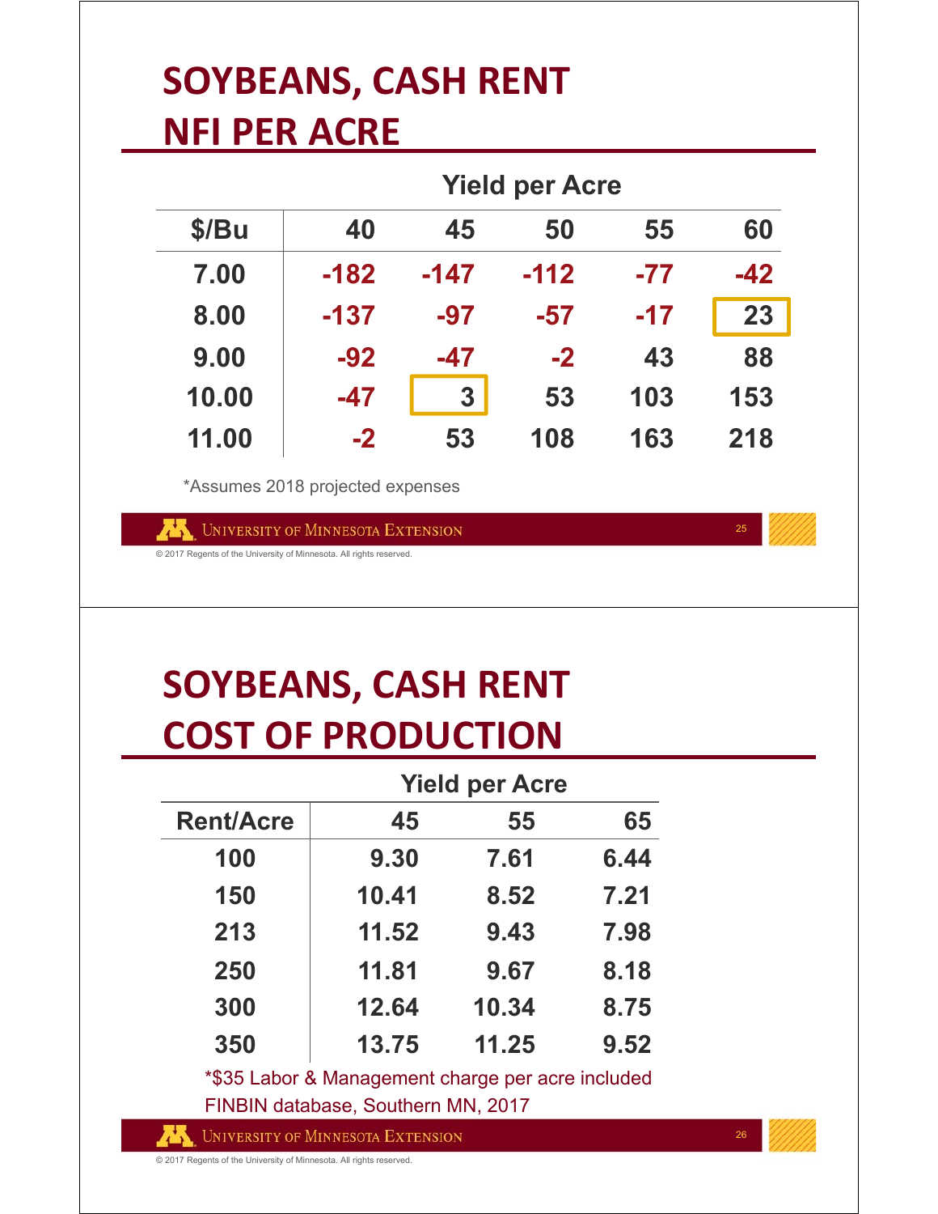# SOYBEANS, CASH RENT NFI PER ACRE

| | Yield per Acre | | | | |
|---|---|---|---|---|---|
| $/Bu | 40 | 45 | 50 | 55 | 60 |
| 7.00 | -182 | -147 | -112 | -77 | -42 |
| 8.00 | -137 | -97 | -57 | -17 | 23 |
| 9.00 | -92 | -47 | -2 | 43 | 88 |
| 10.00 | -47 | 3 | 53 | 103 | 153 |
| 11.00 | -2 | 53 | 108 | 163 | 218 |

*Assumes 2018 projected expenses

© 2017 Regents of the University of Minnesota. All rights reserved.

# SOYBEANS, CASH RENT COST OF PRODUCTION

| | Yield per Acre | | |
|---|---|---|---|
| Rent/Acre | 45 | 55 | 65 |
| 100 | 9.30 | 7.61 | 6.44 |
| 150 | 10.41 | 8.52 | 7.21 |
| 213 | 11.52 | 9.43 | 7.98 |
| 250 | 11.81 | 9.67 | 8.18 |
| 300 | 12.64 | 10.34 | 8.75 |
| 350 | 13.75 | 11.25 | 9.52 |

*$35 Labor & Management charge per acre included

FINBIN database, Southern MN, 2017

© 2017 Regents of the University of Minnesota. All rights reserved.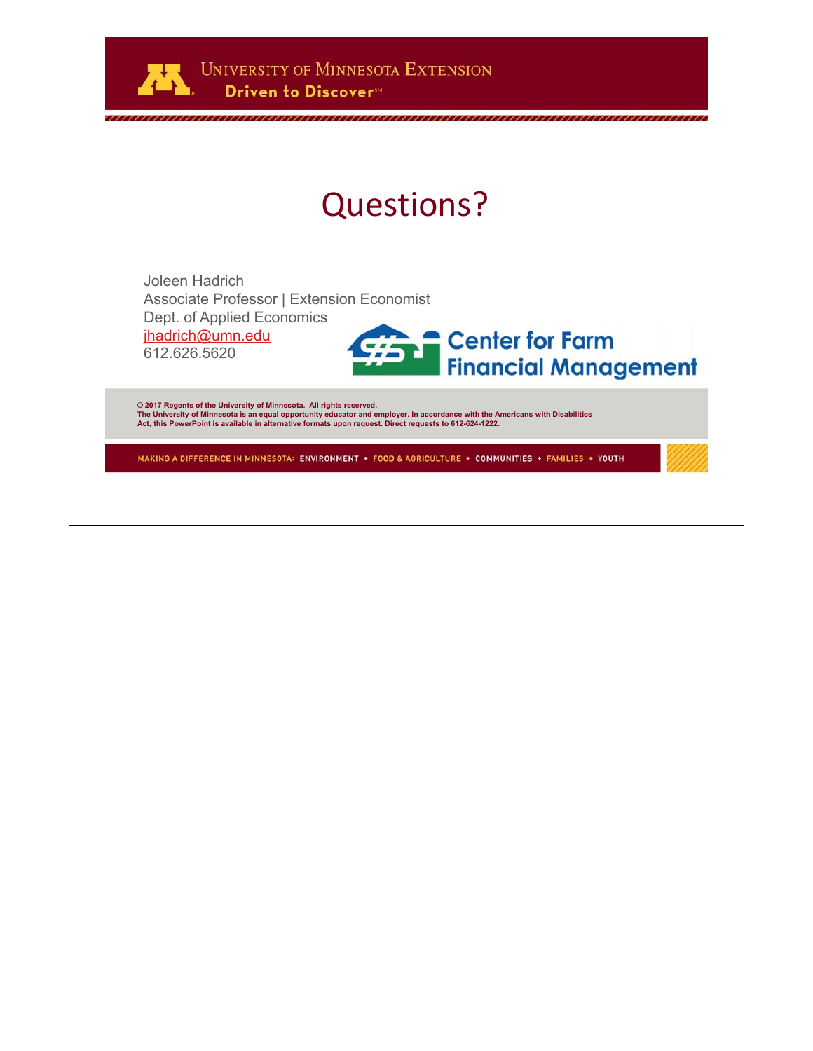UNIVERSITY OF MINNESOTA EXTENSION
Driven to Discover℠

# Questions?

Joleen Hadrich
Associate Professor | Extension Economist
Dept. of Applied Economics
jhadrich@umn.edu
612.626.5620

Center for Farm Financial Management

**© 2017 Regents of the University of Minnesota. All rights reserved.**
**The University of Minnesota is an equal opportunity educator and employer. In accordance with the Americans with Disabilities Act, this PowerPoint is available in alternative formats upon request. Direct requests to 612-624-1222.**

MAKING A DIFFERENCE IN MINNESOTA: ENVIRONMENT + FOOD & AGRICULTURE + COMMUNITIES + FAMILIES + YOUTH